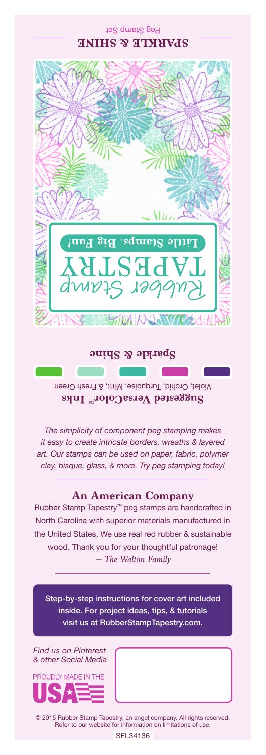SPARKLE & SHINE

Peg Stamp Set

Rubber Stamp TAPESTRY

Little Stamps. Big Fun!

**Sparkle & Shine**

**Suggested VersaColor™ Inks**

Violet, Orchid, Turquoise, Mint, & Fresh Green

*The simplicity of component peg stamping makes it easy to create intricate borders, wreaths & layered art. Our stamps can be used on paper, fabric, polymer clay, bisque, glass, & more. Try peg stamping today!*

## An American Company

Rubber Stamp Tapestry™ peg stamps are handcrafted in North Carolina with superior materials manufactured in the United States. We use real red rubber & sustainable wood. Thank you for your thoughtful patronage!

*— The Walton Family*

Step-by-step instructions for cover art included inside. For project ideas, tips, & tutorials visit us at RubberStampTapestry.com.

*Find us on Pinterest & other Social Media*

PROUDLY MADE IN THE USA

© 2015 Rubber Stamp Tapestry, an angel company. All rights reserved. Refer to our website for information on limitations of use.

SFL34136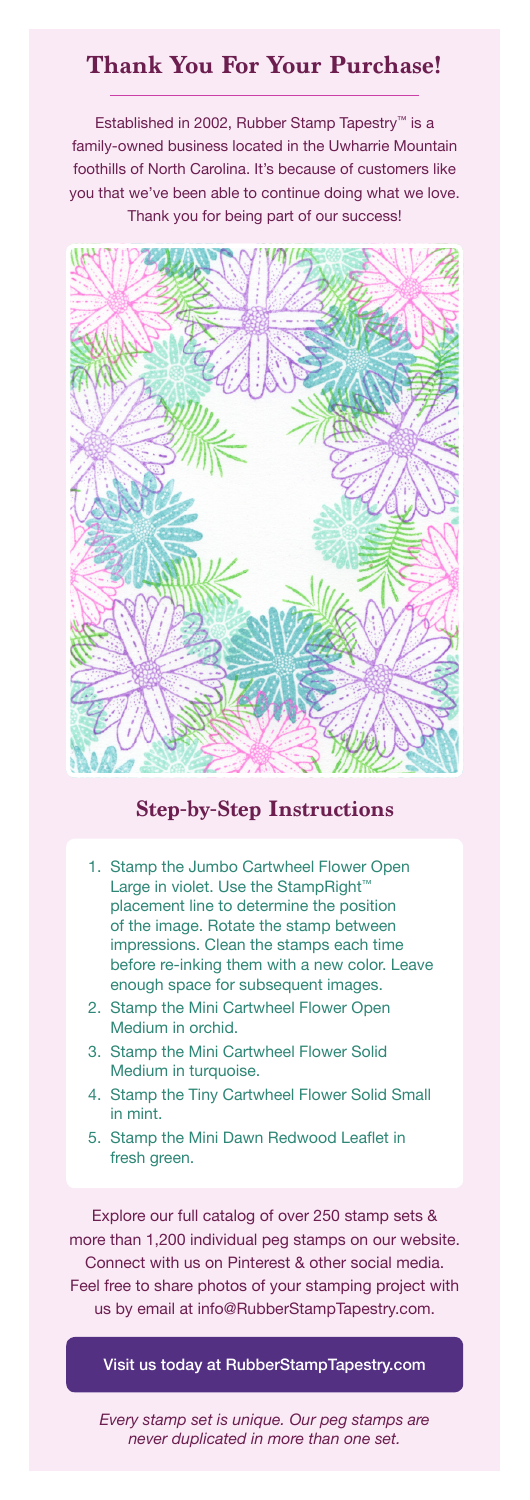## Thank You For Your Purchase!

Established in 2002, Rubber Stamp Tapestry™ is a family-owned business located in the Uwharrie Mountain foothills of North Carolina. It's because of customers like you that we've been able to continue doing what we love. Thank you for being part of our success!

### Step-by-Step Instructions

1. Stamp the Jumbo Cartwheel Flower Open Large in violet. Use the StampRight™ placement line to determine the position of the image. Rotate the stamp between impressions. Clean the stamps each time before re-inking them with a new color. Leave enough space for subsequent images.
2. Stamp the Mini Cartwheel Flower Open Medium in orchid.
3. Stamp the Mini Cartwheel Flower Solid Medium in turquoise.
4. Stamp the Tiny Cartwheel Flower Solid Small in mint.
5. Stamp the Mini Dawn Redwood Leaflet in fresh green.

Explore our full catalog of over 250 stamp sets & more than 1,200 individual peg stamps on our website. Connect with us on Pinterest & other social media. Feel free to share photos of your stamping project with us by email at info@RubberStampTapestry.com.

Visit us today at RubberStampTapestry.com

*Every stamp set is unique. Our peg stamps are never duplicated in more than one set.*